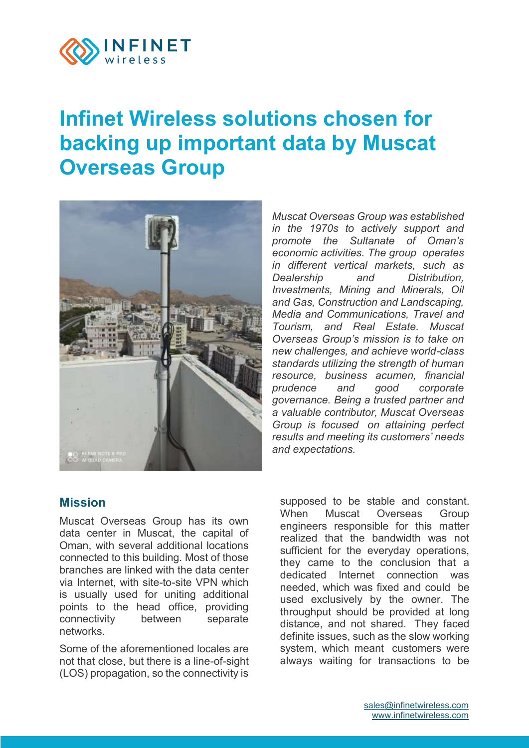# Infinet Wireless solutions chosen for backing up important data by Muscat Overseas Group

*Muscat Overseas Group was established in the 1970s to actively support and promote the Sultanate of Oman's economic activities. The group operates in different vertical markets, such as Dealership and Distribution, Investments, Mining and Minerals, Oil and Gas, Construction and Landscaping, Media and Communications, Travel and Tourism, and Real Estate. Muscat Overseas Group's mission is to take on new challenges, and achieve world-class standards utilizing the strength of human resource, business acumen, financial prudence and good corporate governance. Being a trusted partner and a valuable contributor, Muscat Overseas Group is focused on attaining perfect results and meeting its customers' needs and expectations.*

## Mission

Muscat Overseas Group has its own data center in Muscat, the capital of Oman, with several additional locations connected to this building. Most of those branches are linked with the data center via Internet, with site-to-site VPN which is usually used for uniting additional points to the head office, providing connectivity between separate networks.

Some of the aforementioned locales are not that close, but there is a line-of-sight (LOS) propagation, so the connectivity is supposed to be stable and constant. When Muscat Overseas Group engineers responsible for this matter realized that the bandwidth was not sufficient for the everyday operations, they came to the conclusion that a dedicated Internet connection was needed, which was fixed and could be used exclusively by the owner. The throughput should be provided at long distance, and not shared. They faced definite issues, such as the slow working system, which meant customers were always waiting for transactions to be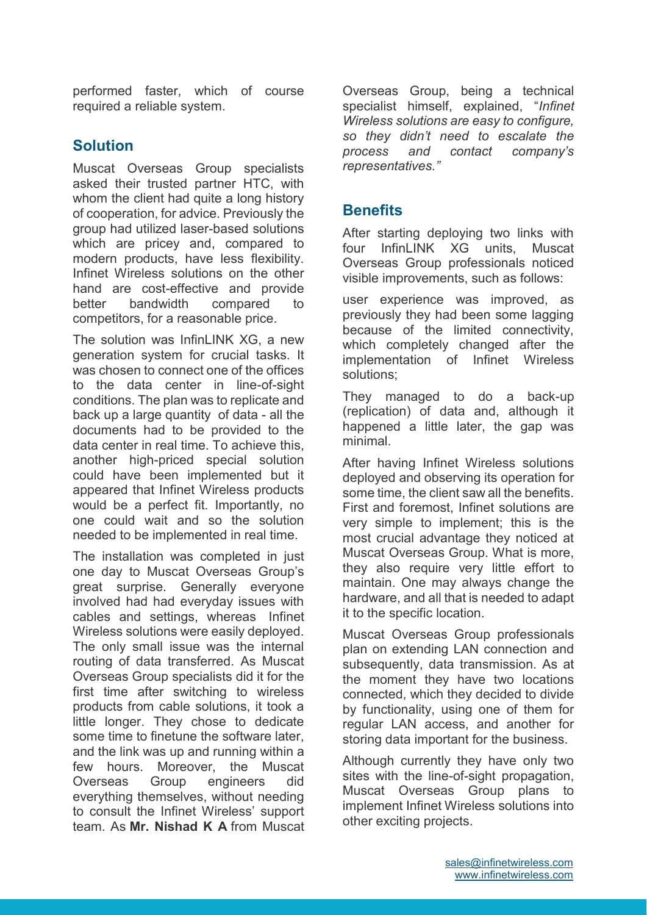performed faster, which of course required a reliable system.

## Solution

Muscat Overseas Group specialists asked their trusted partner HTC, with whom the client had quite a long history of cooperation, for advice. Previously the group had utilized laser-based solutions which are pricey and, compared to modern products, have less flexibility. Infinet Wireless solutions on the other hand are cost-effective and provide better bandwidth compared to competitors, for a reasonable price.

The solution was InfinLINK XG, a new generation system for crucial tasks. It was chosen to connect one of the offices to the data center in line-of-sight conditions. The plan was to replicate and back up a large quantity of data - all the documents had to be provided to the data center in real time. To achieve this, another high-priced special solution could have been implemented but it appeared that Infinet Wireless products would be a perfect fit. Importantly, no one could wait and so the solution needed to be implemented in real time.

The installation was completed in just one day to Muscat Overseas Group's great surprise. Generally everyone involved had had everyday issues with cables and settings, whereas Infinet Wireless solutions were easily deployed. The only small issue was the internal routing of data transferred. As Muscat Overseas Group specialists did it for the first time after switching to wireless products from cable solutions, it took a little longer. They chose to dedicate some time to finetune the software later, and the link was up and running within a few hours. Moreover, the Muscat Overseas Group engineers did everything themselves, without needing to consult the Infinet Wireless' support team. As **Mr. Nishad K A** from Muscat Overseas Group, being a technical specialist himself, explained, "*Infinet Wireless solutions are easy to configure, so they didn't need to escalate the process and contact company's representatives.*"

## Benefits

After starting deploying two links with four InfinLINK XG units, Muscat Overseas Group professionals noticed visible improvements, such as follows:

user experience was improved, as previously they had been some lagging because of the limited connectivity, which completely changed after the implementation of Infinet Wireless solutions;

They managed to do a back-up (replication) of data and, although it happened a little later, the gap was minimal.

After having Infinet Wireless solutions deployed and observing its operation for some time, the client saw all the benefits. First and foremost, Infinet solutions are very simple to implement; this is the most crucial advantage they noticed at Muscat Overseas Group. What is more, they also require very little effort to maintain. One may always change the hardware, and all that is needed to adapt it to the specific location.

Muscat Overseas Group professionals plan on extending LAN connection and subsequently, data transmission. As at the moment they have two locations connected, which they decided to divide by functionality, using one of them for regular LAN access, and another for storing data important for the business.

Although currently they have only two sites with the line-of-sight propagation, Muscat Overseas Group plans to implement Infinet Wireless solutions into other exciting projects.

sales@infinetwireless.com
www.infinetwireless.com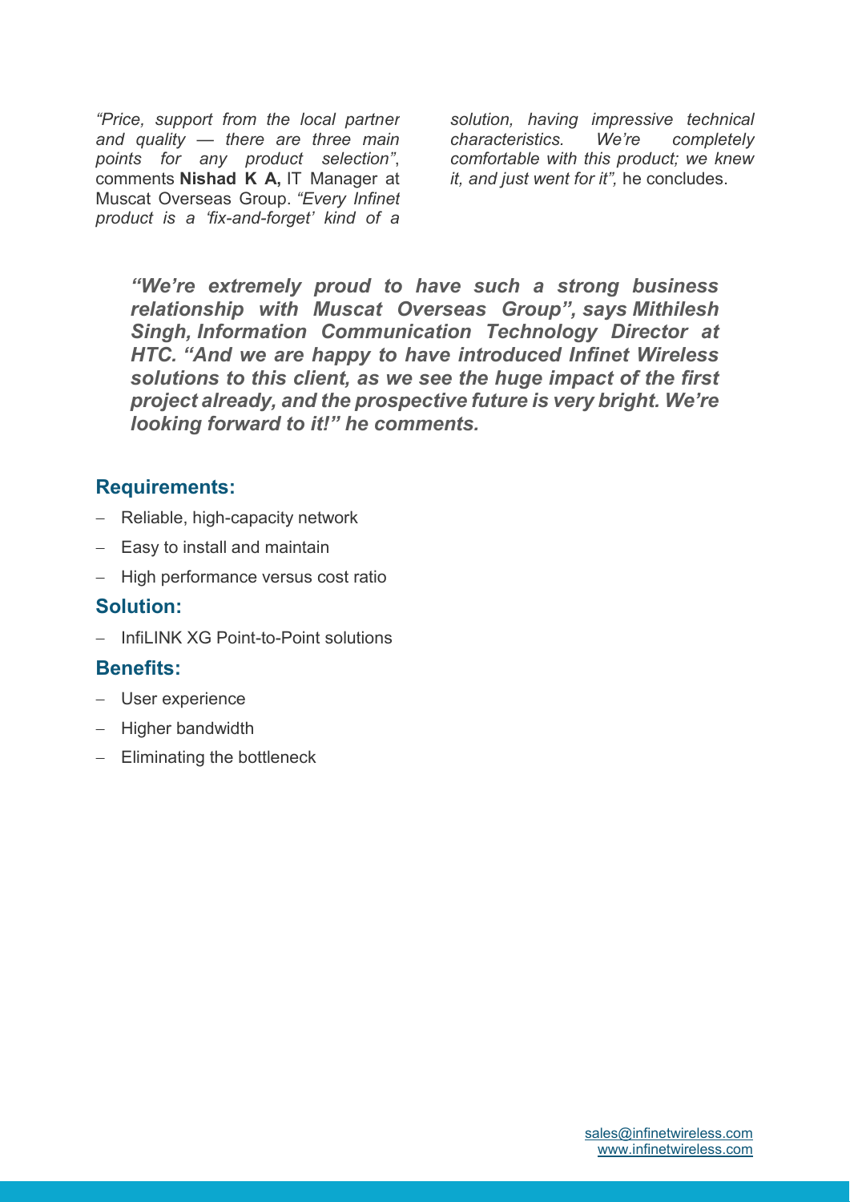*"Price, support from the local partner and quality — there are three main points for any product selection"*, comments **Nishad K A,** IT Manager at Muscat Overseas Group. *"Every Infinet product is a 'fix-and-forget' kind of a solution, having impressive technical characteristics. We're completely comfortable with this product; we knew it, and just went for it",* he concludes.

***"We're extremely proud to have such a strong business relationship with Muscat Overseas Group", says Mithilesh Singh, Information Communication Technology Director at HTC. "And we are happy to have introduced Infinet Wireless solutions to this client, as we see the huge impact of the first project already, and the prospective future is very bright. We're looking forward to it!" he comments.***

## Requirements:

- Reliable, high-capacity network
- Easy to install and maintain
- High performance versus cost ratio

## Solution:

- InfiLINK XG Point-to-Point solutions

## Benefits:

- User experience
- Higher bandwidth
- Eliminating the bottleneck

sales@infinetwireless.com
www.infinetwireless.com